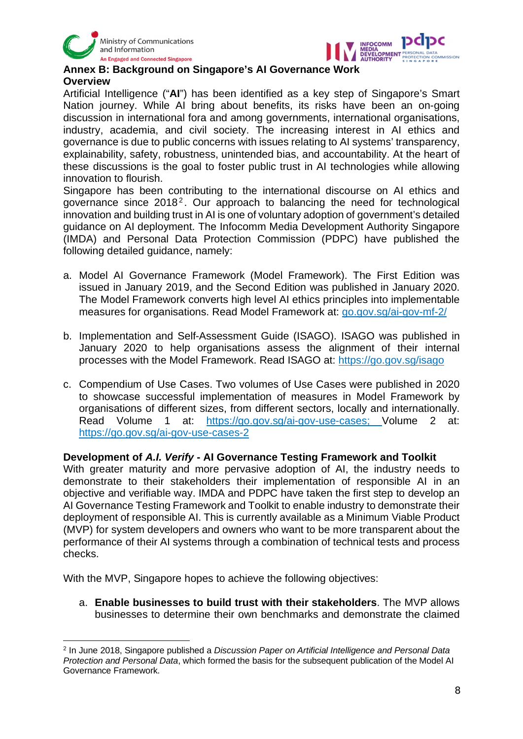## Annex B: Background on Singapore's AI Governance Work

### Overview

Artificial Intelligence ("**AI**") has been identified as a key step of Singapore's Smart Nation journey. While AI bring about benefits, its risks have been an on-going discussion in international fora and among governments, international organisations, industry, academia, and civil society. The increasing interest in AI ethics and governance is due to public concerns with issues relating to AI systems' transparency, explainability, safety, robustness, unintended bias, and accountability. At the heart of these discussions is the goal to foster public trust in AI technologies while allowing innovation to flourish.

Singapore has been contributing to the international discourse on AI ethics and governance since 2018[2]. Our approach to balancing the need for technological innovation and building trust in AI is one of voluntary adoption of government's detailed guidance on AI deployment. The Infocomm Media Development Authority Singapore (IMDA) and Personal Data Protection Commission (PDPC) have published the following detailed guidance, namely:

a. Model AI Governance Framework (Model Framework). The First Edition was issued in January 2019, and the Second Edition was published in January 2020. The Model Framework converts high level AI ethics principles into implementable measures for organisations. Read Model Framework at: go.gov.sg/ai-gov-mf-2/

b. Implementation and Self-Assessment Guide (ISAGO). ISAGO was published in January 2020 to help organisations assess the alignment of their internal processes with the Model Framework. Read ISAGO at: https://go.gov.sg/isago

c. Compendium of Use Cases. Two volumes of Use Cases were published in 2020 to showcase successful implementation of measures in Model Framework by organisations of different sizes, from different sectors, locally and internationally. Read Volume 1 at: https://go.gov.sg/ai-gov-use-cases; Volume 2 at: https://go.gov.sg/ai-gov-use-cases-2

### Development of *A.I. Verify* - AI Governance Testing Framework and Toolkit

With greater maturity and more pervasive adoption of AI, the industry needs to demonstrate to their stakeholders their implementation of responsible AI in an objective and verifiable way. IMDA and PDPC have taken the first step to develop an AI Governance Testing Framework and Toolkit to enable industry to demonstrate their deployment of responsible AI. This is currently available as a Minimum Viable Product (MVP) for system developers and owners who want to be more transparent about the performance of their AI systems through a combination of technical tests and process checks.

With the MVP, Singapore hopes to achieve the following objectives:

a. **Enable businesses to build trust with their stakeholders**. The MVP allows businesses to determine their own benchmarks and demonstrate the claimed

[2] In June 2018, Singapore published a *Discussion Paper on Artificial Intelligence and Personal Data Protection and Personal Data*, which formed the basis for the subsequent publication of the Model AI Governance Framework.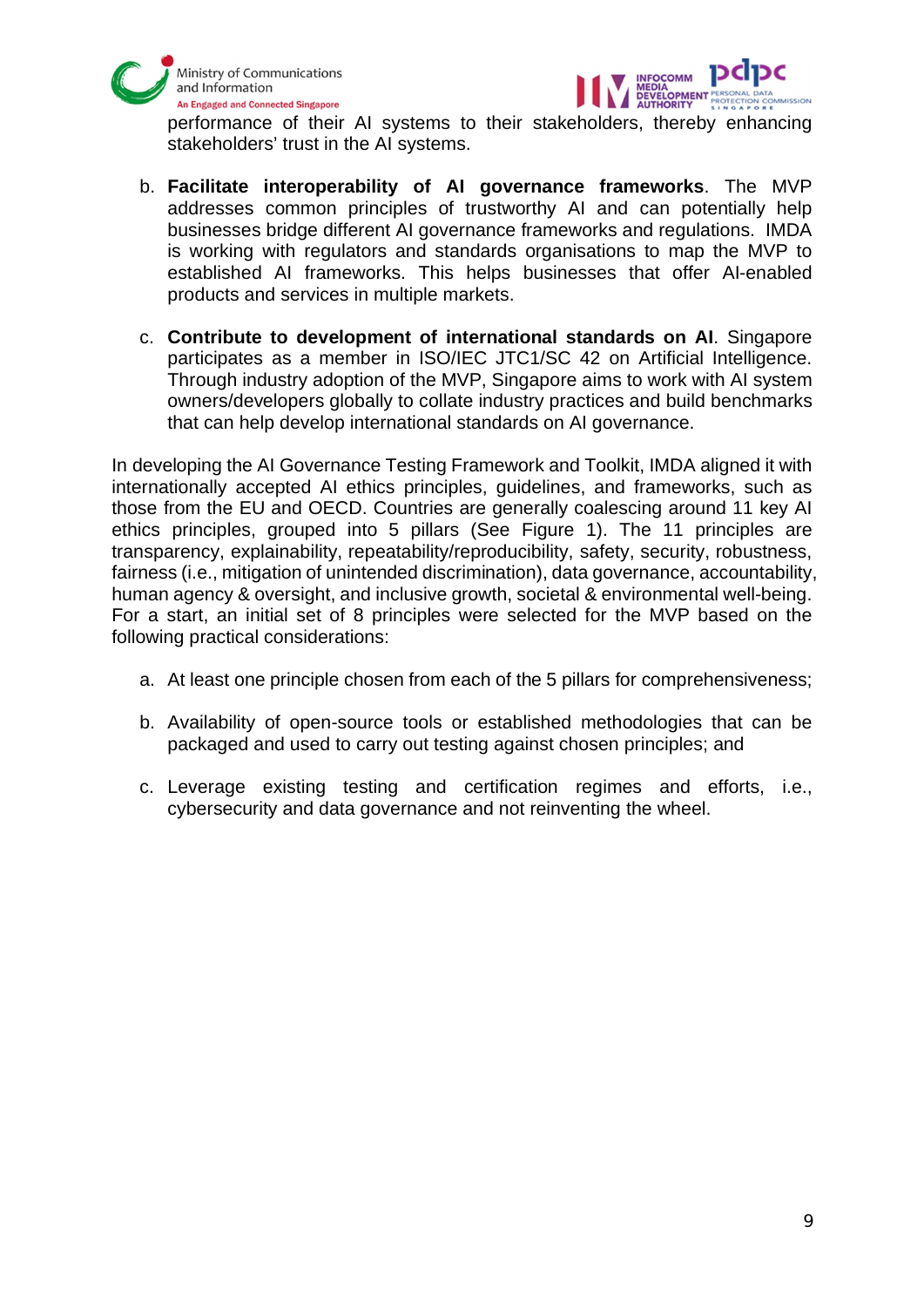performance of their AI systems to their stakeholders, thereby enhancing stakeholders' trust in the AI systems.

b. **Facilitate interoperability of AI governance frameworks**. The MVP addresses common principles of trustworthy AI and can potentially help businesses bridge different AI governance frameworks and regulations. IMDA is working with regulators and standards organisations to map the MVP to established AI frameworks. This helps businesses that offer AI-enabled products and services in multiple markets.

c. **Contribute to development of international standards on AI**. Singapore participates as a member in ISO/IEC JTC1/SC 42 on Artificial Intelligence. Through industry adoption of the MVP, Singapore aims to work with AI system owners/developers globally to collate industry practices and build benchmarks that can help develop international standards on AI governance.

In developing the AI Governance Testing Framework and Toolkit, IMDA aligned it with internationally accepted AI ethics principles, guidelines, and frameworks, such as those from the EU and OECD. Countries are generally coalescing around 11 key AI ethics principles, grouped into 5 pillars (See Figure 1). The 11 principles are transparency, explainability, repeatability/reproducibility, safety, security, robustness, fairness (i.e., mitigation of unintended discrimination), data governance, accountability, human agency & oversight, and inclusive growth, societal & environmental well-being. For a start, an initial set of 8 principles were selected for the MVP based on the following practical considerations:

a. At least one principle chosen from each of the 5 pillars for comprehensiveness;

b. Availability of open-source tools or established methodologies that can be packaged and used to carry out testing against chosen principles; and

c. Leverage existing testing and certification regimes and efforts, i.e., cybersecurity and data governance and not reinventing the wheel.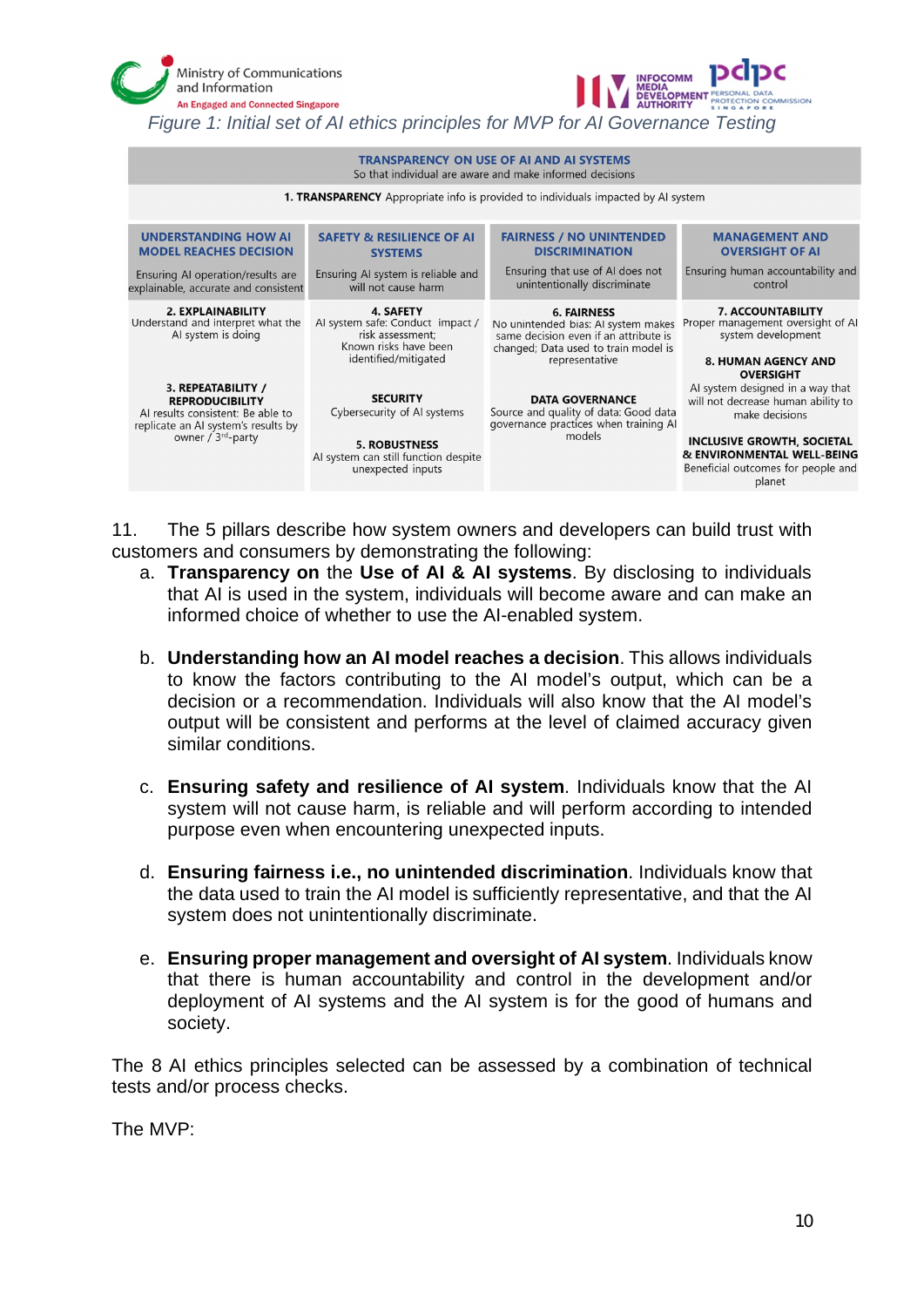*Figure 1: Initial set of AI ethics principles for MVP for AI Governance Testing*

| **TRANSPARENCY ON USE OF AI AND AI SYSTEMS** So that individual are aware and make informed decisions | | | |
|---|---|---|---|
| **1. TRANSPARENCY** Appropriate info is provided to individuals impacted by AI system | | | |
| **UNDERSTANDING HOW AI MODEL REACHES DECISION** Ensuring AI operation/results are explainable, accurate and consistent | **SAFETY & RESILIENCE OF AI SYSTEMS** Ensuring AI system is reliable and will not cause harm | **FAIRNESS / NO UNINTENDED DISCRIMINATION** Ensuring that use of AI does not unintentionally discriminate | **MANAGEMENT AND OVERSIGHT OF AI** Ensuring human accountability and control |
| **2. EXPLAINABILITY** Understand and interpret what the AI system is doing<br><br>**3. REPEATABILITY / REPRODUCIBILITY** AI results consistent: Be able to replicate an AI system's results by owner / 3rd-party | **4. SAFETY** AI system safe: Conduct impact / risk assessment; Known risks have been identified/mitigated<br><br>**SECURITY** Cybersecurity of AI systems<br><br>**5. ROBUSTNESS** AI system can still function despite unexpected inputs | **6. FAIRNESS** No unintended bias: AI system makes same decision even if an attribute is changed; Data used to train model is representative<br><br>**DATA GOVERNANCE** Source and quality of data: Good data governance practices when training AI models | **7. ACCOUNTABILITY** Proper management oversight of AI system development<br><br>**8. HUMAN AGENCY AND OVERSIGHT** AI system designed in a way that will not decrease human ability to make decisions<br><br>**INCLUSIVE GROWTH, SOCIETAL & ENVIRONMENTAL WELL-BEING** Beneficial outcomes for people and planet |

11. The 5 pillars describe how system owners and developers can build trust with customers and consumers by demonstrating the following:

   a. **Transparency on** the **Use of AI & AI systems**. By disclosing to individuals that AI is used in the system, individuals will become aware and can make an informed choice of whether to use the AI-enabled system.

   b. **Understanding how an AI model reaches a decision**. This allows individuals to know the factors contributing to the AI model's output, which can be a decision or a recommendation. Individuals will also know that the AI model's output will be consistent and performs at the level of claimed accuracy given similar conditions.

   c. **Ensuring safety and resilience of AI system**. Individuals know that the AI system will not cause harm, is reliable and will perform according to intended purpose even when encountering unexpected inputs.

   d. **Ensuring fairness i.e., no unintended discrimination**. Individuals know that the data used to train the AI model is sufficiently representative, and that the AI system does not unintentionally discriminate.

   e. **Ensuring proper management and oversight of AI system**. Individuals know that there is human accountability and control in the development and/or deployment of AI systems and the AI system is for the good of humans and society.

The 8 AI ethics principles selected can be assessed by a combination of technical tests and/or process checks.

The MVP: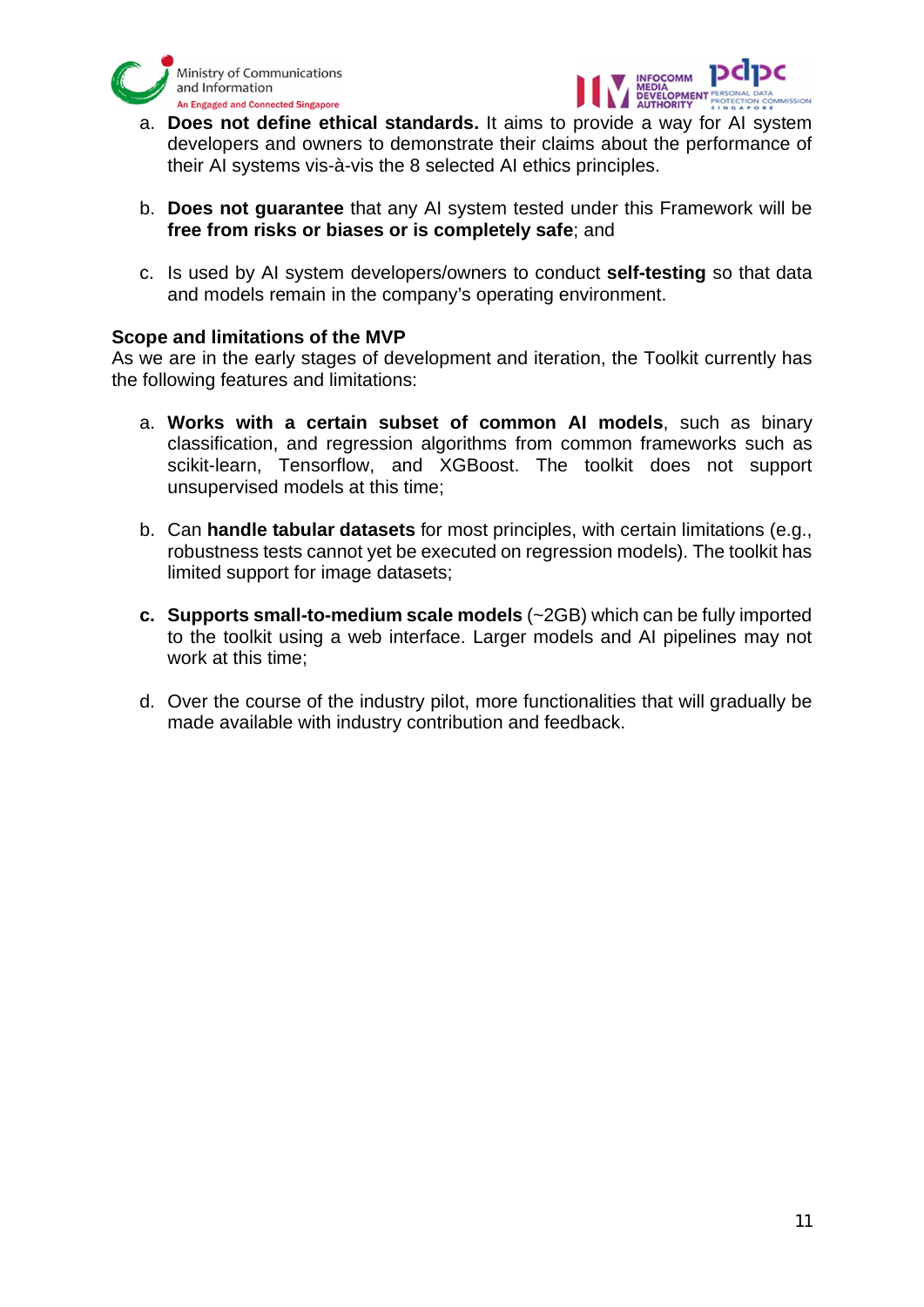a. **Does not define ethical standards.** It aims to provide a way for AI system developers and owners to demonstrate their claims about the performance of their AI systems vis-à-vis the 8 selected AI ethics principles.

b. **Does not guarantee** that any AI system tested under this Framework will be **free from risks or biases or is completely safe**; and

c. Is used by AI system developers/owners to conduct **self-testing** so that data and models remain in the company's operating environment.

**Scope and limitations of the MVP**

As we are in the early stages of development and iteration, the Toolkit currently has the following features and limitations:

a. **Works with a certain subset of common AI models**, such as binary classification, and regression algorithms from common frameworks such as scikit-learn, Tensorflow, and XGBoost. The toolkit does not support unsupervised models at this time;

b. Can **handle tabular datasets** for most principles, with certain limitations (e.g., robustness tests cannot yet be executed on regression models). The toolkit has limited support for image datasets;

**c.** **Supports small-to-medium scale models** (~2GB) which can be fully imported to the toolkit using a web interface. Larger models and AI pipelines may not work at this time;

d. Over the course of the industry pilot, more functionalities that will gradually be made available with industry contribution and feedback.